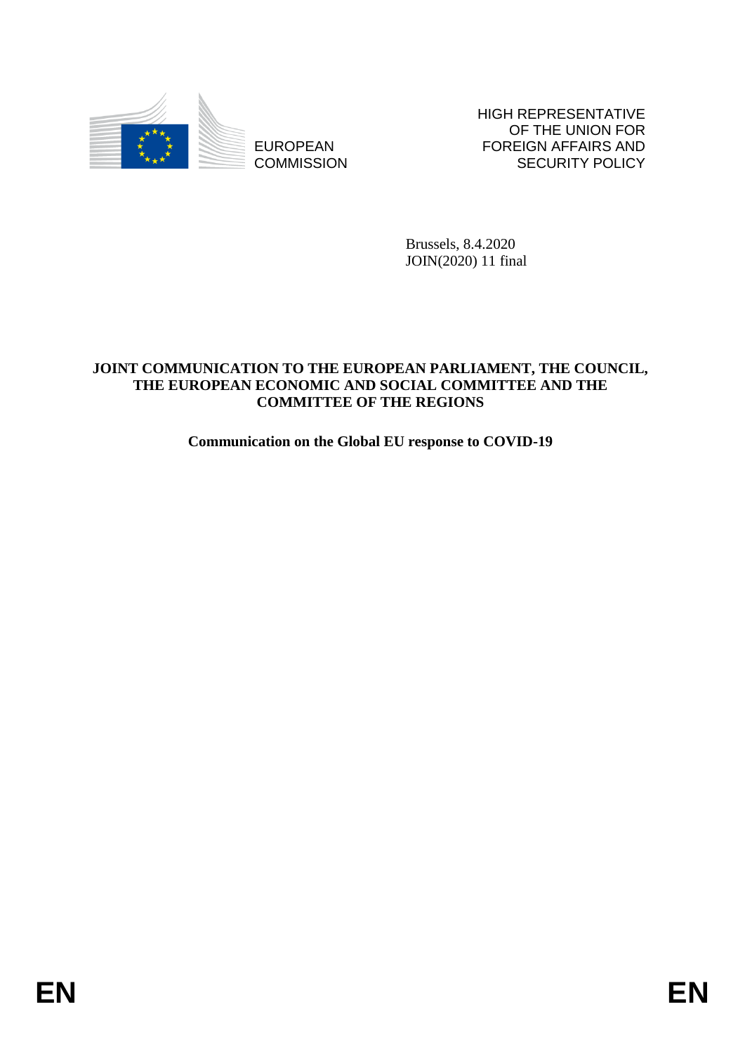EUROPEAN COMMISSION

HIGH REPRESENTATIVE OF THE UNION FOR FOREIGN AFFAIRS AND SECURITY POLICY

Brussels, 8.4.2020
JOIN(2020) 11 final

**JOINT COMMUNICATION TO THE EUROPEAN PARLIAMENT, THE COUNCIL, THE EUROPEAN ECONOMIC AND SOCIAL COMMITTEE AND THE COMMITTEE OF THE REGIONS**

**Communication on the Global EU response to COVID-19**

EN EN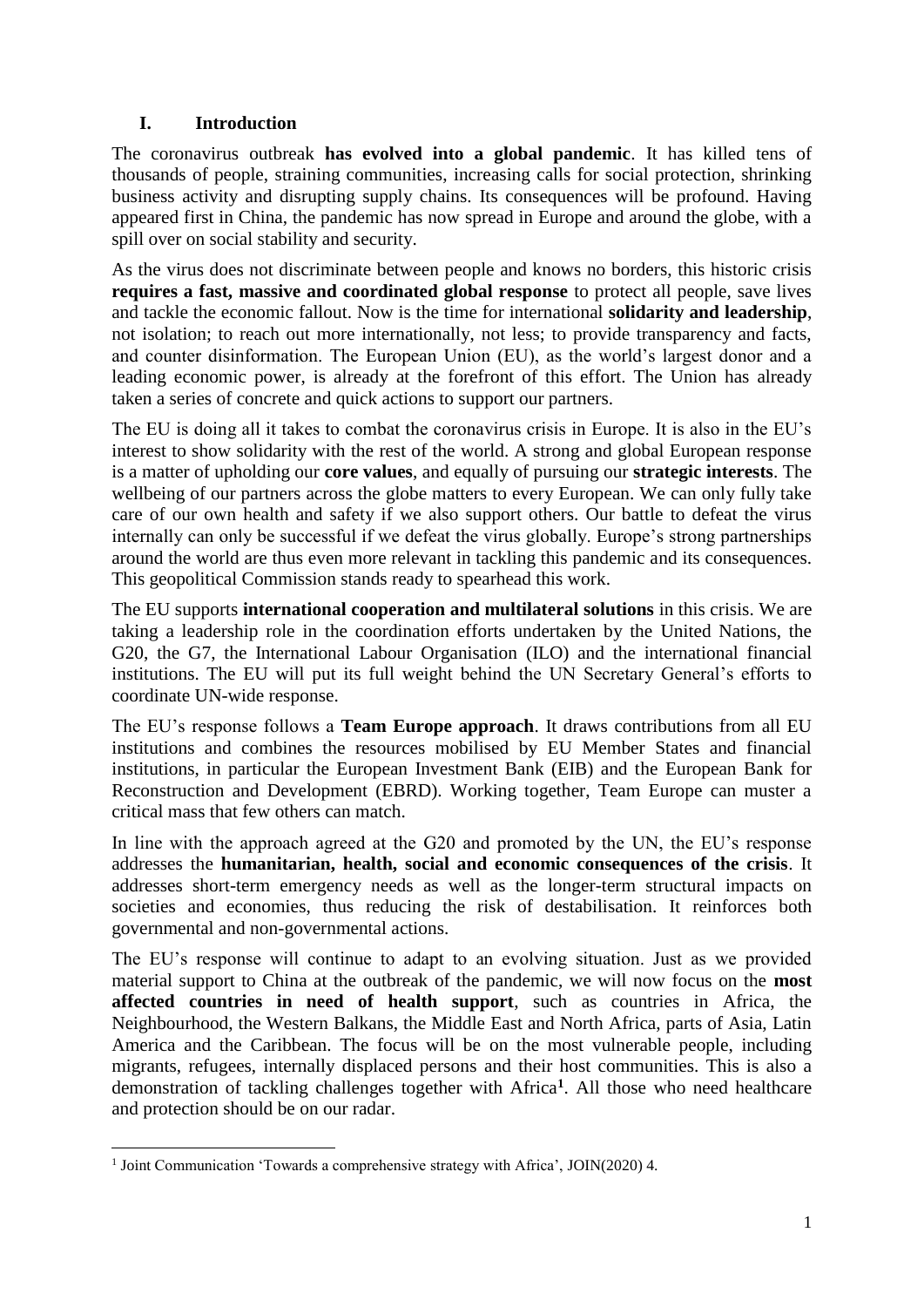## I. Introduction

The coronavirus outbreak **has evolved into a global pandemic**. It has killed tens of thousands of people, straining communities, increasing calls for social protection, shrinking business activity and disrupting supply chains. Its consequences will be profound. Having appeared first in China, the pandemic has now spread in Europe and around the globe, with a spill over on social stability and security.

As the virus does not discriminate between people and knows no borders, this historic crisis **requires a fast, massive and coordinated global response** to protect all people, save lives and tackle the economic fallout. Now is the time for international **solidarity and leadership**, not isolation; to reach out more internationally, not less; to provide transparency and facts, and counter disinformation. The European Union (EU), as the world's largest donor and a leading economic power, is already at the forefront of this effort. The Union has already taken a series of concrete and quick actions to support our partners.

The EU is doing all it takes to combat the coronavirus crisis in Europe. It is also in the EU's interest to show solidarity with the rest of the world. A strong and global European response is a matter of upholding our **core values**, and equally of pursuing our **strategic interests**. The wellbeing of our partners across the globe matters to every European. We can only fully take care of our own health and safety if we also support others. Our battle to defeat the virus internally can only be successful if we defeat the virus globally. Europe's strong partnerships around the world are thus even more relevant in tackling this pandemic and its consequences. This geopolitical Commission stands ready to spearhead this work.

The EU supports **international cooperation and multilateral solutions** in this crisis. We are taking a leadership role in the coordination efforts undertaken by the United Nations, the G20, the G7, the International Labour Organisation (ILO) and the international financial institutions. The EU will put its full weight behind the UN Secretary General's efforts to coordinate UN-wide response.

The EU's response follows a **Team Europe approach**. It draws contributions from all EU institutions and combines the resources mobilised by EU Member States and financial institutions, in particular the European Investment Bank (EIB) and the European Bank for Reconstruction and Development (EBRD). Working together, Team Europe can muster a critical mass that few others can match.

In line with the approach agreed at the G20 and promoted by the UN, the EU's response addresses the **humanitarian, health, social and economic consequences of the crisis**. It addresses short-term emergency needs as well as the longer-term structural impacts on societies and economies, thus reducing the risk of destabilisation. It reinforces both governmental and non-governmental actions.

The EU's response will continue to adapt to an evolving situation. Just as we provided material support to China at the outbreak of the pandemic, we will now focus on the **most affected countries in need of health support**, such as countries in Africa, the Neighbourhood, the Western Balkans, the Middle East and North Africa, parts of Asia, Latin America and the Caribbean. The focus will be on the most vulnerable people, including migrants, refugees, internally displaced persons and their host communities. This is also a demonstration of tackling challenges together with Africa[1]. All those who need healthcare and protection should be on our radar.

[1] Joint Communication 'Towards a comprehensive strategy with Africa', JOIN(2020) 4.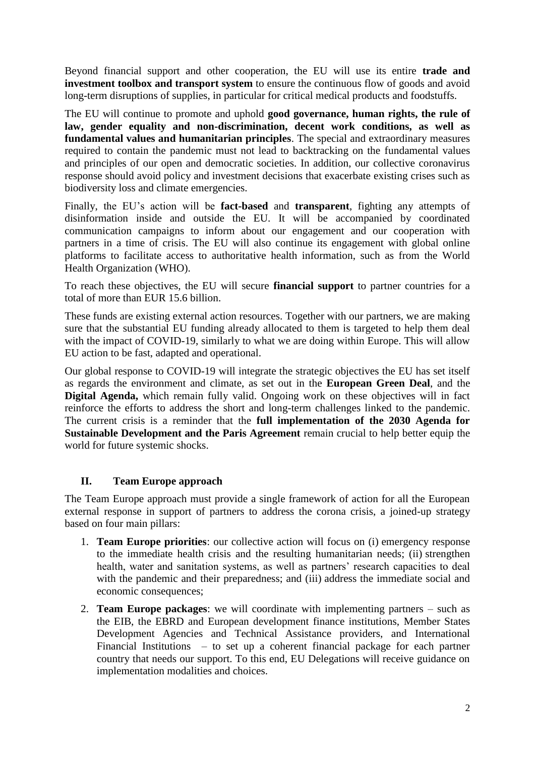Beyond financial support and other cooperation, the EU will use its entire **trade and investment toolbox and transport system** to ensure the continuous flow of goods and avoid long-term disruptions of supplies, in particular for critical medical products and foodstuffs.

The EU will continue to promote and uphold **good governance, human rights, the rule of law, gender equality and non-discrimination, decent work conditions, as well as fundamental values and humanitarian principles**. The special and extraordinary measures required to contain the pandemic must not lead to backtracking on the fundamental values and principles of our open and democratic societies. In addition, our collective coronavirus response should avoid policy and investment decisions that exacerbate existing crises such as biodiversity loss and climate emergencies.

Finally, the EU's action will be **fact-based** and **transparent**, fighting any attempts of disinformation inside and outside the EU. It will be accompanied by coordinated communication campaigns to inform about our engagement and our cooperation with partners in a time of crisis. The EU will also continue its engagement with global online platforms to facilitate access to authoritative health information, such as from the World Health Organization (WHO).

To reach these objectives, the EU will secure **financial support** to partner countries for a total of more than EUR 15.6 billion.

These funds are existing external action resources. Together with our partners, we are making sure that the substantial EU funding already allocated to them is targeted to help them deal with the impact of COVID-19, similarly to what we are doing within Europe. This will allow EU action to be fast, adapted and operational.

Our global response to COVID-19 will integrate the strategic objectives the EU has set itself as regards the environment and climate, as set out in the **European Green Deal**, and the **Digital Agenda,** which remain fully valid. Ongoing work on these objectives will in fact reinforce the efforts to address the short and long-term challenges linked to the pandemic. The current crisis is a reminder that the **full implementation of the 2030 Agenda for Sustainable Development and the Paris Agreement** remain crucial to help better equip the world for future systemic shocks.

## II. Team Europe approach

The Team Europe approach must provide a single framework of action for all the European external response in support of partners to address the corona crisis, a joined-up strategy based on four main pillars:

1. **Team Europe priorities**: our collective action will focus on (i) emergency response to the immediate health crisis and the resulting humanitarian needs; (ii) strengthen health, water and sanitation systems, as well as partners' research capacities to deal with the pandemic and their preparedness; and (iii) address the immediate social and economic consequences;
2. **Team Europe packages**: we will coordinate with implementing partners – such as the EIB, the EBRD and European development finance institutions, Member States Development Agencies and Technical Assistance providers, and International Financial Institutions – to set up a coherent financial package for each partner country that needs our support. To this end, EU Delegations will receive guidance on implementation modalities and choices.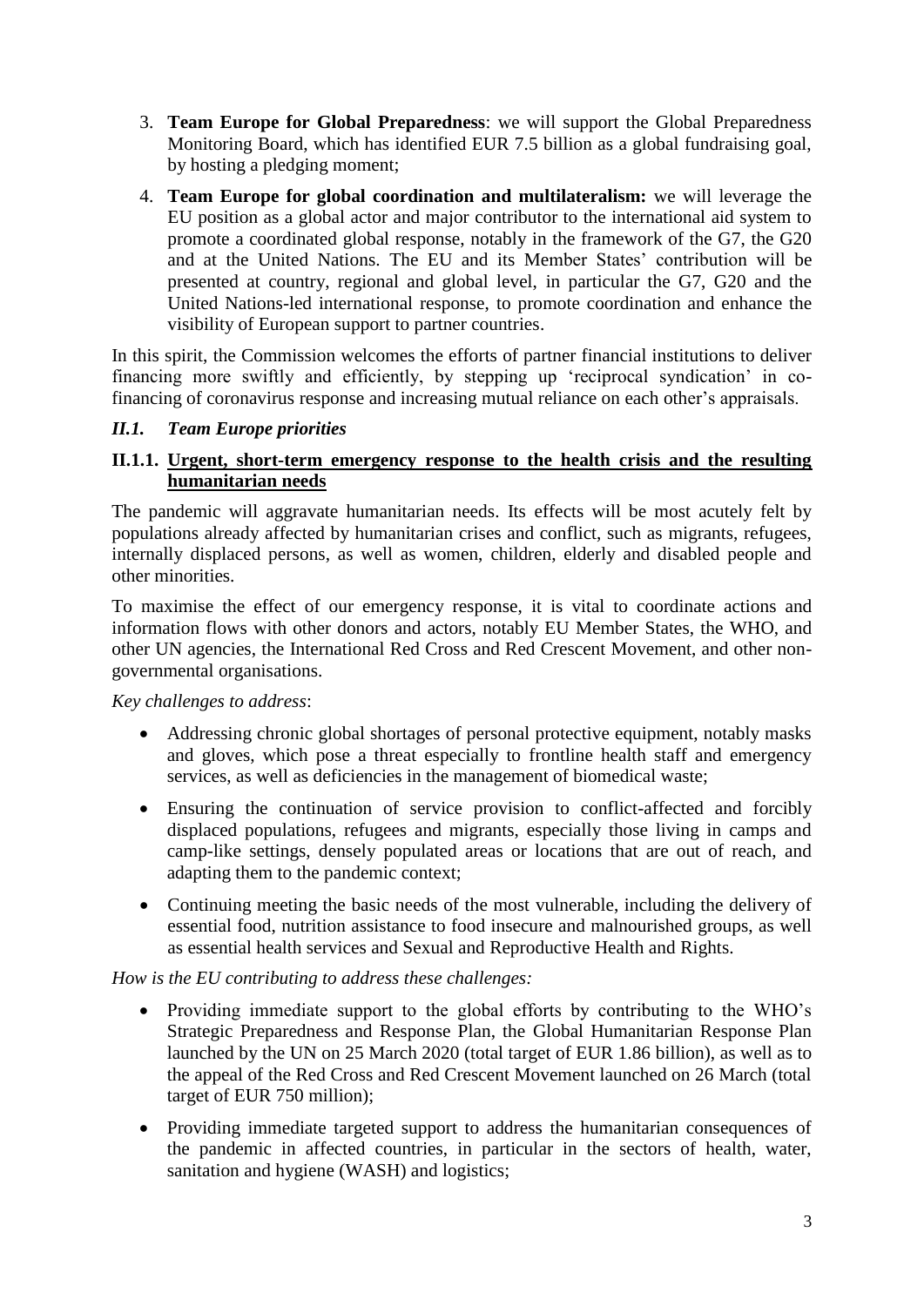3. **Team Europe for Global Preparedness**: we will support the Global Preparedness Monitoring Board, which has identified EUR 7.5 billion as a global fundraising goal, by hosting a pledging moment;
4. **Team Europe for global coordination and multilateralism:** we will leverage the EU position as a global actor and major contributor to the international aid system to promote a coordinated global response, notably in the framework of the G7, the G20 and at the United Nations. The EU and its Member States' contribution will be presented at country, regional and global level, in particular the G7, G20 and the United Nations-led international response, to promote coordination and enhance the visibility of European support to partner countries.

In this spirit, the Commission welcomes the efforts of partner financial institutions to deliver financing more swiftly and efficiently, by stepping up 'reciprocal syndication' in co-financing of coronavirus response and increasing mutual reliance on each other's appraisals.

### *II.1. Team Europe priorities*

#### II.1.1. <u>Urgent, short-term emergency response to the health crisis and the resulting humanitarian needs</u>

The pandemic will aggravate humanitarian needs. Its effects will be most acutely felt by populations already affected by humanitarian crises and conflict, such as migrants, refugees, internally displaced persons, as well as women, children, elderly and disabled people and other minorities.

To maximise the effect of our emergency response, it is vital to coordinate actions and information flows with other donors and actors, notably EU Member States, the WHO, and other UN agencies, the International Red Cross and Red Crescent Movement, and other non-governmental organisations.

*Key challenges to address*:

- Addressing chronic global shortages of personal protective equipment, notably masks and gloves, which pose a threat especially to frontline health staff and emergency services, as well as deficiencies in the management of biomedical waste;
- Ensuring the continuation of service provision to conflict-affected and forcibly displaced populations, refugees and migrants, especially those living in camps and camp-like settings, densely populated areas or locations that are out of reach, and adapting them to the pandemic context;
- Continuing meeting the basic needs of the most vulnerable, including the delivery of essential food, nutrition assistance to food insecure and malnourished groups, as well as essential health services and Sexual and Reproductive Health and Rights.

*How is the EU contributing to address these challenges:*

- Providing immediate support to the global efforts by contributing to the WHO's Strategic Preparedness and Response Plan, the Global Humanitarian Response Plan launched by the UN on 25 March 2020 (total target of EUR 1.86 billion), as well as to the appeal of the Red Cross and Red Crescent Movement launched on 26 March (total target of EUR 750 million);
- Providing immediate targeted support to address the humanitarian consequences of the pandemic in affected countries, in particular in the sectors of health, water, sanitation and hygiene (WASH) and logistics;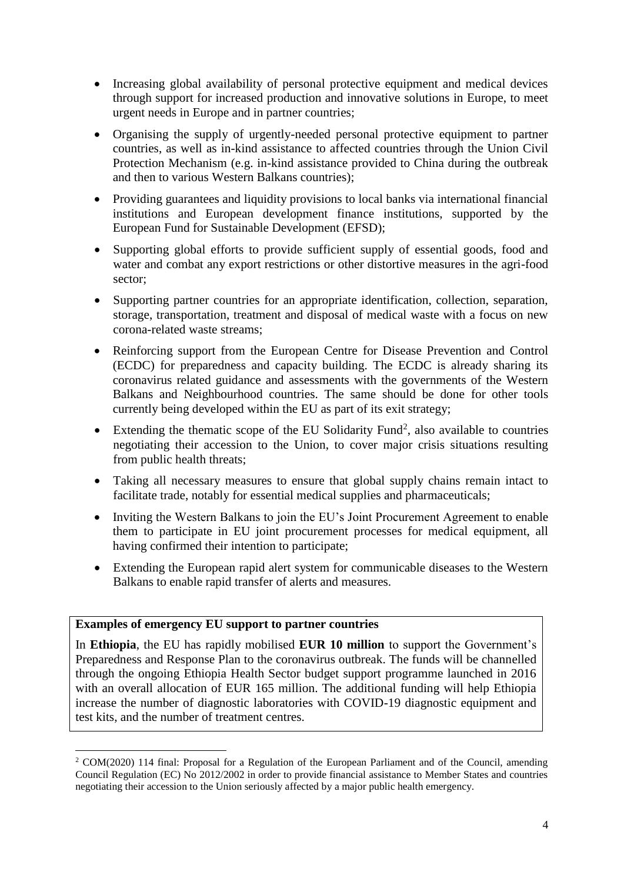- Increasing global availability of personal protective equipment and medical devices through support for increased production and innovative solutions in Europe, to meet urgent needs in Europe and in partner countries;
- Organising the supply of urgently-needed personal protective equipment to partner countries, as well as in-kind assistance to affected countries through the Union Civil Protection Mechanism (e.g. in-kind assistance provided to China during the outbreak and then to various Western Balkans countries);
- Providing guarantees and liquidity provisions to local banks via international financial institutions and European development finance institutions, supported by the European Fund for Sustainable Development (EFSD);
- Supporting global efforts to provide sufficient supply of essential goods, food and water and combat any export restrictions or other distortive measures in the agri-food sector;
- Supporting partner countries for an appropriate identification, collection, separation, storage, transportation, treatment and disposal of medical waste with a focus on new corona-related waste streams;
- Reinforcing support from the European Centre for Disease Prevention and Control (ECDC) for preparedness and capacity building. The ECDC is already sharing its coronavirus related guidance and assessments with the governments of the Western Balkans and Neighbourhood countries. The same should be done for other tools currently being developed within the EU as part of its exit strategy;
- Extending the thematic scope of the EU Solidarity Fund[2], also available to countries negotiating their accession to the Union, to cover major crisis situations resulting from public health threats;
- Taking all necessary measures to ensure that global supply chains remain intact to facilitate trade, notably for essential medical supplies and pharmaceuticals;
- Inviting the Western Balkans to join the EU's Joint Procurement Agreement to enable them to participate in EU joint procurement processes for medical equipment, all having confirmed their intention to participate;
- Extending the European rapid alert system for communicable diseases to the Western Balkans to enable rapid transfer of alerts and measures.

**Examples of emergency EU support to partner countries**

In **Ethiopia**, the EU has rapidly mobilised **EUR 10 million** to support the Government's Preparedness and Response Plan to the coronavirus outbreak. The funds will be channelled through the ongoing Ethiopia Health Sector budget support programme launched in 2016 with an overall allocation of EUR 165 million. The additional funding will help Ethiopia increase the number of diagnostic laboratories with COVID-19 diagnostic equipment and test kits, and the number of treatment centres.

[2] COM(2020) 114 final: Proposal for a Regulation of the European Parliament and of the Council, amending Council Regulation (EC) No 2012/2002 in order to provide financial assistance to Member States and countries negotiating their accession to the Union seriously affected by a major public health emergency.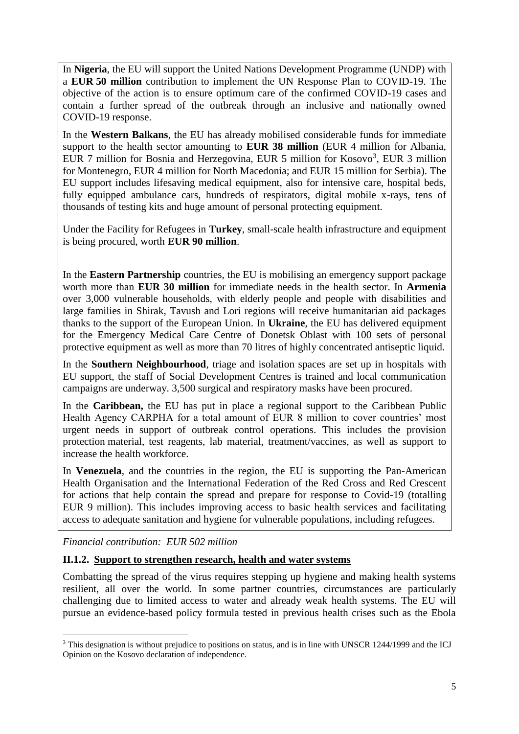In **Nigeria**, the EU will support the United Nations Development Programme (UNDP) with a **EUR 50 million** contribution to implement the UN Response Plan to COVID-19. The objective of the action is to ensure optimum care of the confirmed COVID-19 cases and contain a further spread of the outbreak through an inclusive and nationally owned COVID-19 response.

In the **Western Balkans**, the EU has already mobilised considerable funds for immediate support to the health sector amounting to **EUR 38 million** (EUR 4 million for Albania, EUR 7 million for Bosnia and Herzegovina, EUR 5 million for Kosovo[3], EUR 3 million for Montenegro, EUR 4 million for North Macedonia; and EUR 15 million for Serbia). The EU support includes lifesaving medical equipment, also for intensive care, hospital beds, fully equipped ambulance cars, hundreds of respirators, digital mobile x-rays, tens of thousands of testing kits and huge amount of personal protecting equipment.

Under the Facility for Refugees in **Turkey**, small-scale health infrastructure and equipment is being procured, worth **EUR 90 million**.

In the **Eastern Partnership** countries, the EU is mobilising an emergency support package worth more than **EUR 30 million** for immediate needs in the health sector. In **Armenia** over 3,000 vulnerable households, with elderly people and people with disabilities and large families in Shirak, Tavush and Lori regions will receive humanitarian aid packages thanks to the support of the European Union. In **Ukraine**, the EU has delivered equipment for the Emergency Medical Care Centre of Donetsk Oblast with 100 sets of personal protective equipment as well as more than 70 litres of highly concentrated antiseptic liquid.

In the **Southern Neighbourhood**, triage and isolation spaces are set up in hospitals with EU support, the staff of Social Development Centres is trained and local communication campaigns are underway. 3,500 surgical and respiratory masks have been procured.

In the **Caribbean,** the EU has put in place a regional support to the Caribbean Public Health Agency CARPHA for a total amount of EUR 8 million to cover countries' most urgent needs in support of outbreak control operations. This includes the provision protection material, test reagents, lab material, treatment/vaccines, as well as support to increase the health workforce.

In **Venezuela**, and the countries in the region, the EU is supporting the Pan-American Health Organisation and the International Federation of the Red Cross and Red Crescent for actions that help contain the spread and prepare for response to Covid-19 (totalling EUR 9 million). This includes improving access to basic health services and facilitating access to adequate sanitation and hygiene for vulnerable populations, including refugees.

*Financial contribution: EUR 502 million*

### II.1.2. Support to strengthen research, health and water systems

Combatting the spread of the virus requires stepping up hygiene and making health systems resilient, all over the world. In some partner countries, circumstances are particularly challenging due to limited access to water and already weak health systems. The EU will pursue an evidence-based policy formula tested in previous health crises such as the Ebola

[3] This designation is without prejudice to positions on status, and is in line with UNSCR 1244/1999 and the ICJ Opinion on the Kosovo declaration of independence.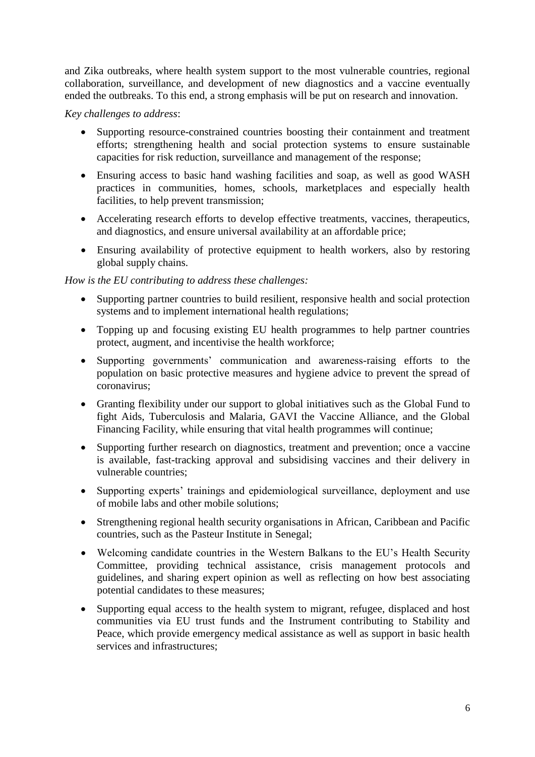and Zika outbreaks, where health system support to the most vulnerable countries, regional collaboration, surveillance, and development of new diagnostics and a vaccine eventually ended the outbreaks. To this end, a strong emphasis will be put on research and innovation.

*Key challenges to address*:

- Supporting resource-constrained countries boosting their containment and treatment efforts; strengthening health and social protection systems to ensure sustainable capacities for risk reduction, surveillance and management of the response;
- Ensuring access to basic hand washing facilities and soap, as well as good WASH practices in communities, homes, schools, marketplaces and especially health facilities, to help prevent transmission;
- Accelerating research efforts to develop effective treatments, vaccines, therapeutics, and diagnostics, and ensure universal availability at an affordable price;
- Ensuring availability of protective equipment to health workers, also by restoring global supply chains.

*How is the EU contributing to address these challenges:*

- Supporting partner countries to build resilient, responsive health and social protection systems and to implement international health regulations;
- Topping up and focusing existing EU health programmes to help partner countries protect, augment, and incentivise the health workforce;
- Supporting governments' communication and awareness-raising efforts to the population on basic protective measures and hygiene advice to prevent the spread of coronavirus;
- Granting flexibility under our support to global initiatives such as the Global Fund to fight Aids, Tuberculosis and Malaria, GAVI the Vaccine Alliance, and the Global Financing Facility, while ensuring that vital health programmes will continue;
- Supporting further research on diagnostics, treatment and prevention; once a vaccine is available, fast-tracking approval and subsidising vaccines and their delivery in vulnerable countries;
- Supporting experts' trainings and epidemiological surveillance, deployment and use of mobile labs and other mobile solutions;
- Strengthening regional health security organisations in African, Caribbean and Pacific countries, such as the Pasteur Institute in Senegal;
- Welcoming candidate countries in the Western Balkans to the EU's Health Security Committee, providing technical assistance, crisis management protocols and guidelines, and sharing expert opinion as well as reflecting on how best associating potential candidates to these measures;
- Supporting equal access to the health system to migrant, refugee, displaced and host communities via EU trust funds and the Instrument contributing to Stability and Peace, which provide emergency medical assistance as well as support in basic health services and infrastructures;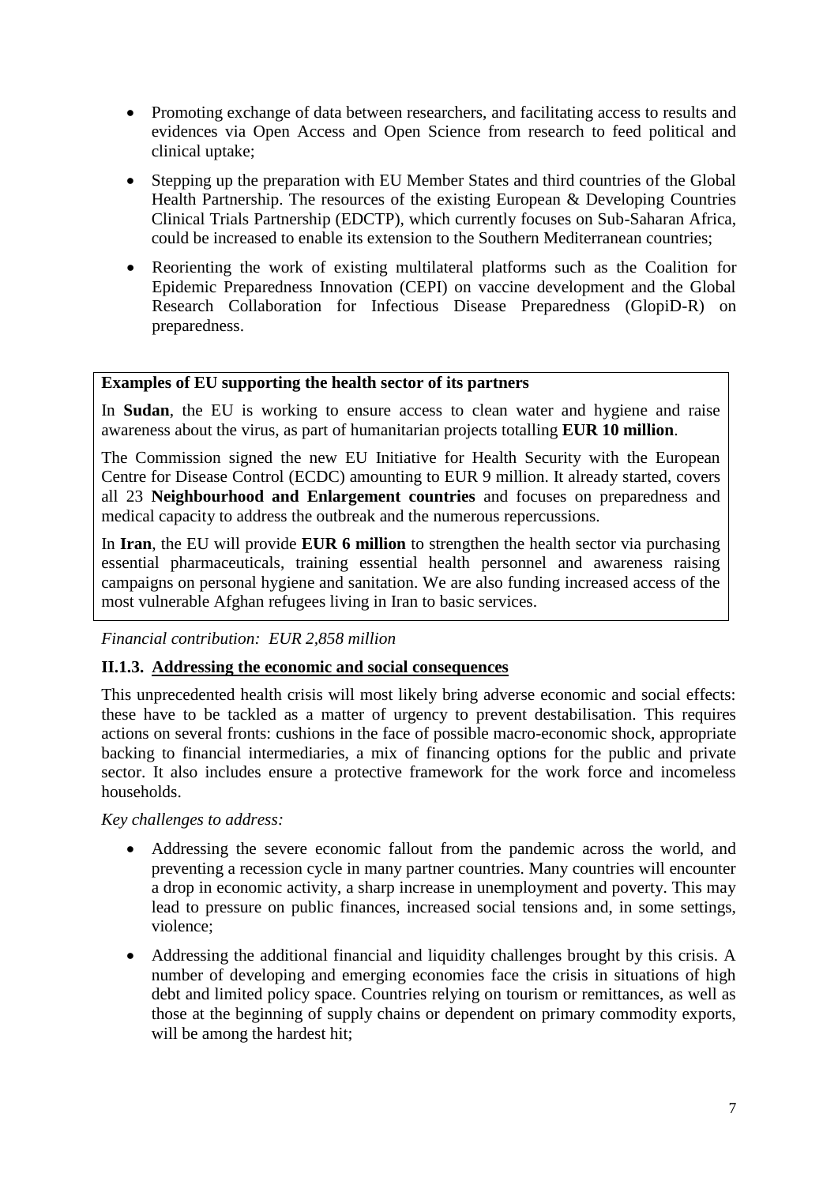- Promoting exchange of data between researchers, and facilitating access to results and evidences via Open Access and Open Science from research to feed political and clinical uptake;
- Stepping up the preparation with EU Member States and third countries of the Global Health Partnership. The resources of the existing European & Developing Countries Clinical Trials Partnership (EDCTP), which currently focuses on Sub-Saharan Africa, could be increased to enable its extension to the Southern Mediterranean countries;
- Reorienting the work of existing multilateral platforms such as the Coalition for Epidemic Preparedness Innovation (CEPI) on vaccine development and the Global Research Collaboration for Infectious Disease Preparedness (GlopiD-R) on preparedness.

**Examples of EU supporting the health sector of its partners**

In **Sudan**, the EU is working to ensure access to clean water and hygiene and raise awareness about the virus, as part of humanitarian projects totalling **EUR 10 million**.

The Commission signed the new EU Initiative for Health Security with the European Centre for Disease Control (ECDC) amounting to EUR 9 million. It already started, covers all 23 **Neighbourhood and Enlargement countries** and focuses on preparedness and medical capacity to address the outbreak and the numerous repercussions.

In **Iran**, the EU will provide **EUR 6 million** to strengthen the health sector via purchasing essential pharmaceuticals, training essential health personnel and awareness raising campaigns on personal hygiene and sanitation. We are also funding increased access of the most vulnerable Afghan refugees living in Iran to basic services.

*Financial contribution: EUR 2,858 million*

### II.1.3. Addressing the economic and social consequences

This unprecedented health crisis will most likely bring adverse economic and social effects: these have to be tackled as a matter of urgency to prevent destabilisation. This requires actions on several fronts: cushions in the face of possible macro-economic shock, appropriate backing to financial intermediaries, a mix of financing options for the public and private sector. It also includes ensure a protective framework for the work force and incomeless households.

*Key challenges to address:*

- Addressing the severe economic fallout from the pandemic across the world, and preventing a recession cycle in many partner countries. Many countries will encounter a drop in economic activity, a sharp increase in unemployment and poverty. This may lead to pressure on public finances, increased social tensions and, in some settings, violence;
- Addressing the additional financial and liquidity challenges brought by this crisis. A number of developing and emerging economies face the crisis in situations of high debt and limited policy space. Countries relying on tourism or remittances, as well as those at the beginning of supply chains or dependent on primary commodity exports, will be among the hardest hit;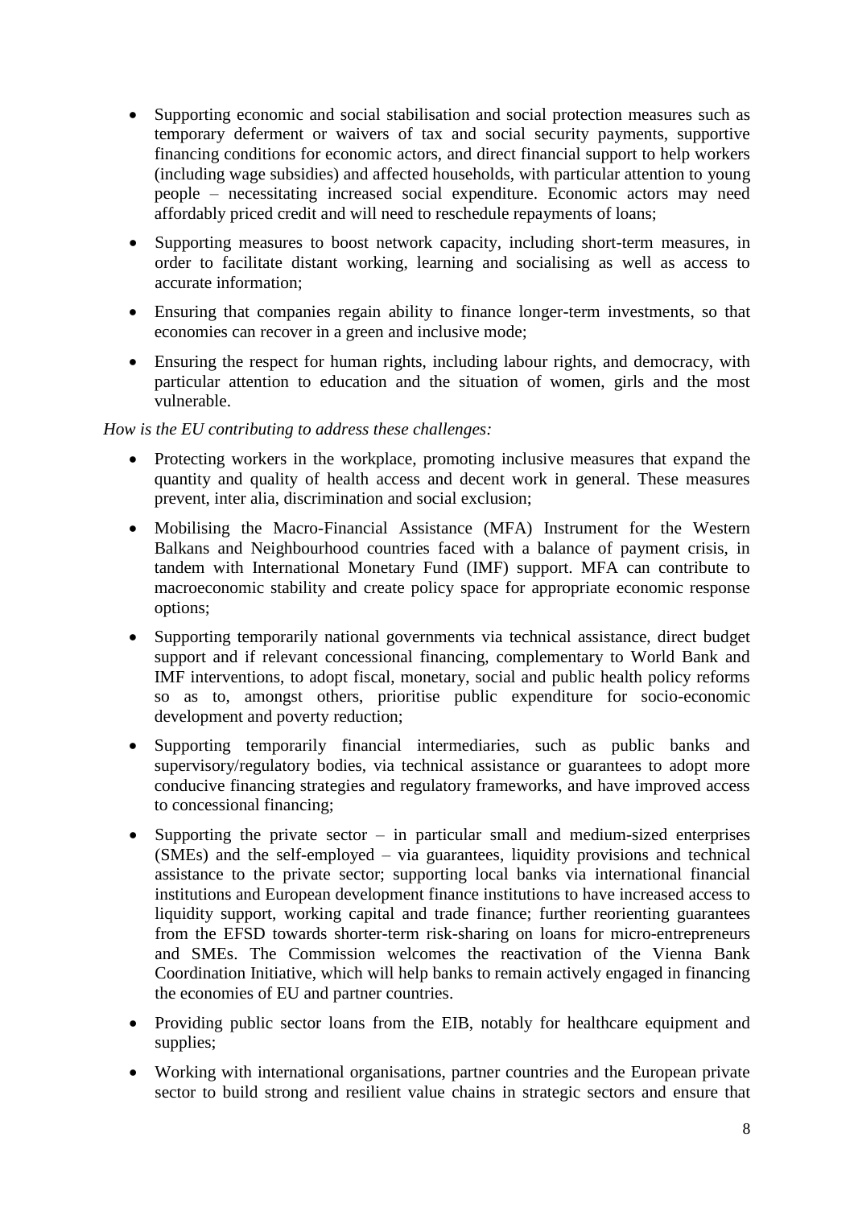- Supporting economic and social stabilisation and social protection measures such as temporary deferment or waivers of tax and social security payments, supportive financing conditions for economic actors, and direct financial support to help workers (including wage subsidies) and affected households, with particular attention to young people – necessitating increased social expenditure. Economic actors may need affordably priced credit and will need to reschedule repayments of loans;
- Supporting measures to boost network capacity, including short-term measures, in order to facilitate distant working, learning and socialising as well as access to accurate information;
- Ensuring that companies regain ability to finance longer-term investments, so that economies can recover in a green and inclusive mode;
- Ensuring the respect for human rights, including labour rights, and democracy, with particular attention to education and the situation of women, girls and the most vulnerable.

*How is the EU contributing to address these challenges:*

- Protecting workers in the workplace, promoting inclusive measures that expand the quantity and quality of health access and decent work in general. These measures prevent, inter alia, discrimination and social exclusion;
- Mobilising the Macro-Financial Assistance (MFA) Instrument for the Western Balkans and Neighbourhood countries faced with a balance of payment crisis, in tandem with International Monetary Fund (IMF) support. MFA can contribute to macroeconomic stability and create policy space for appropriate economic response options;
- Supporting temporarily national governments via technical assistance, direct budget support and if relevant concessional financing, complementary to World Bank and IMF interventions, to adopt fiscal, monetary, social and public health policy reforms so as to, amongst others, prioritise public expenditure for socio-economic development and poverty reduction;
- Supporting temporarily financial intermediaries, such as public banks and supervisory/regulatory bodies, via technical assistance or guarantees to adopt more conducive financing strategies and regulatory frameworks, and have improved access to concessional financing;
- Supporting the private sector – in particular small and medium-sized enterprises (SMEs) and the self-employed – via guarantees, liquidity provisions and technical assistance to the private sector; supporting local banks via international financial institutions and European development finance institutions to have increased access to liquidity support, working capital and trade finance; further reorienting guarantees from the EFSD towards shorter-term risk-sharing on loans for micro-entrepreneurs and SMEs. The Commission welcomes the reactivation of the Vienna Bank Coordination Initiative, which will help banks to remain actively engaged in financing the economies of EU and partner countries.
- Providing public sector loans from the EIB, notably for healthcare equipment and supplies;
- Working with international organisations, partner countries and the European private sector to build strong and resilient value chains in strategic sectors and ensure that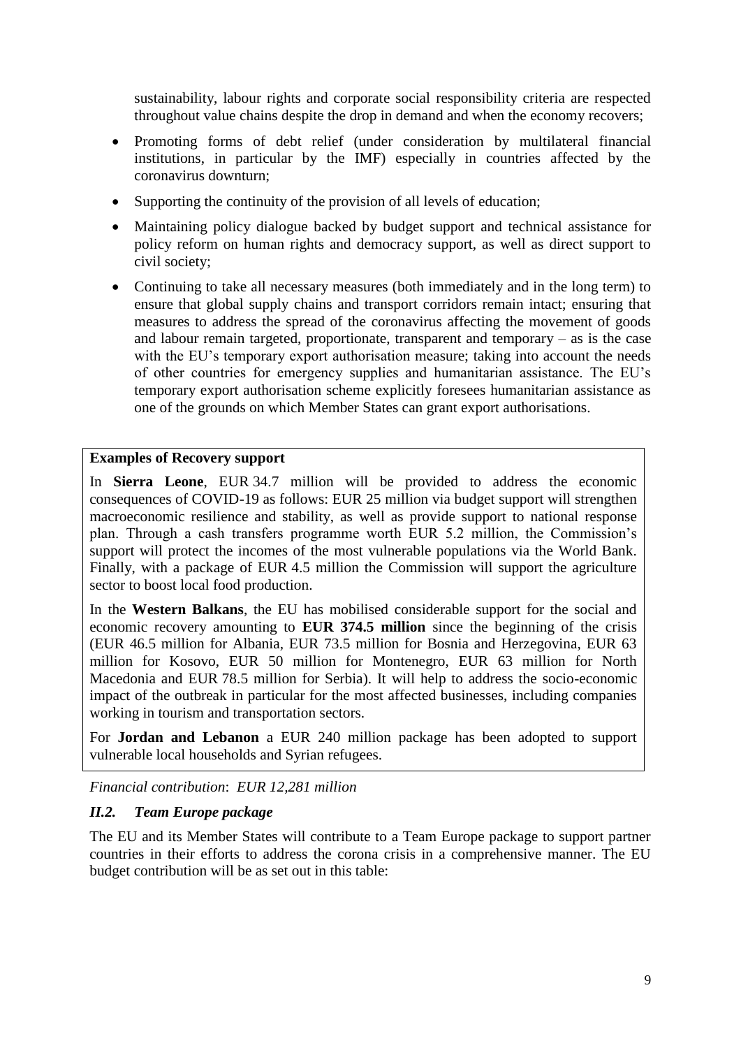sustainability, labour rights and corporate social responsibility criteria are respected throughout value chains despite the drop in demand and when the economy recovers;

- Promoting forms of debt relief (under consideration by multilateral financial institutions, in particular by the IMF) especially in countries affected by the coronavirus downturn;
- Supporting the continuity of the provision of all levels of education;
- Maintaining policy dialogue backed by budget support and technical assistance for policy reform on human rights and democracy support, as well as direct support to civil society;
- Continuing to take all necessary measures (both immediately and in the long term) to ensure that global supply chains and transport corridors remain intact; ensuring that measures to address the spread of the coronavirus affecting the movement of goods and labour remain targeted, proportionate, transparent and temporary – as is the case with the EU's temporary export authorisation measure; taking into account the needs of other countries for emergency supplies and humanitarian assistance. The EU's temporary export authorisation scheme explicitly foresees humanitarian assistance as one of the grounds on which Member States can grant export authorisations.

**Examples of Recovery support**

In **Sierra Leone**, EUR 34.7 million will be provided to address the economic consequences of COVID-19 as follows: EUR 25 million via budget support will strengthen macroeconomic resilience and stability, as well as provide support to national response plan. Through a cash transfers programme worth EUR 5.2 million, the Commission's support will protect the incomes of the most vulnerable populations via the World Bank. Finally, with a package of EUR 4.5 million the Commission will support the agriculture sector to boost local food production.

In the **Western Balkans**, the EU has mobilised considerable support for the social and economic recovery amounting to **EUR 374.5 million** since the beginning of the crisis (EUR 46.5 million for Albania, EUR 73.5 million for Bosnia and Herzegovina, EUR 63 million for Kosovo, EUR 50 million for Montenegro, EUR 63 million for North Macedonia and EUR 78.5 million for Serbia). It will help to address the socio-economic impact of the outbreak in particular for the most affected businesses, including companies working in tourism and transportation sectors.

For **Jordan and Lebanon** a EUR 240 million package has been adopted to support vulnerable local households and Syrian refugees.

*Financial contribution*: *EUR 12,281 million*

### *II.2. Team Europe package*

The EU and its Member States will contribute to a Team Europe package to support partner countries in their efforts to address the corona crisis in a comprehensive manner. The EU budget contribution will be as set out in this table: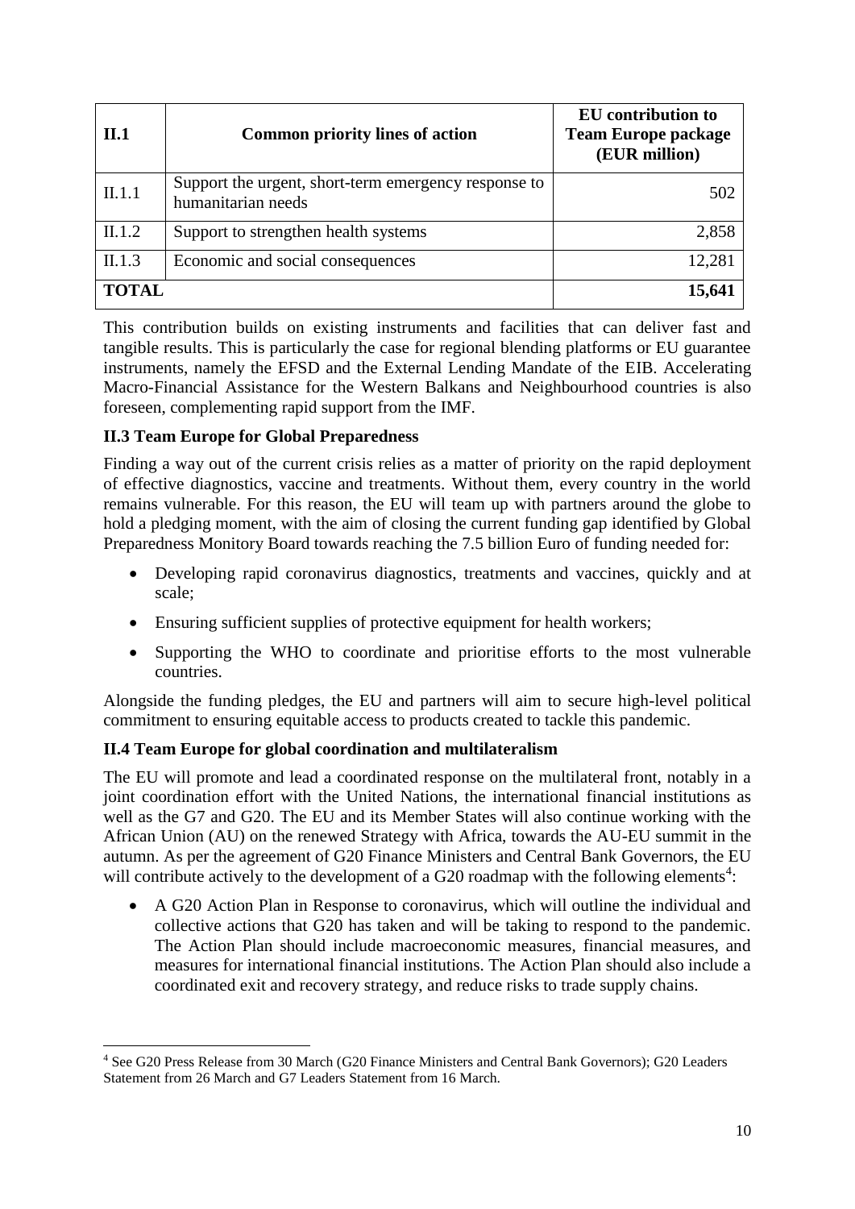| II.1 | Common priority lines of action | EU contribution to Team Europe package (EUR million) |
|---|---|---|
| II.1.1 | Support the urgent, short-term emergency response to humanitarian needs | 502 |
| II.1.2 | Support to strengthen health systems | 2,858 |
| II.1.3 | Economic and social consequences | 12,281 |
| **TOTAL** | | **15,641** |

This contribution builds on existing instruments and facilities that can deliver fast and tangible results. This is particularly the case for regional blending platforms or EU guarantee instruments, namely the EFSD and the External Lending Mandate of the EIB. Accelerating Macro-Financial Assistance for the Western Balkans and Neighbourhood countries is also foreseen, complementing rapid support from the IMF.

### II.3 Team Europe for Global Preparedness

Finding a way out of the current crisis relies as a matter of priority on the rapid deployment of effective diagnostics, vaccine and treatments. Without them, every country in the world remains vulnerable. For this reason, the EU will team up with partners around the globe to hold a pledging moment, with the aim of closing the current funding gap identified by Global Preparedness Monitory Board towards reaching the 7.5 billion Euro of funding needed for:

- Developing rapid coronavirus diagnostics, treatments and vaccines, quickly and at scale;
- Ensuring sufficient supplies of protective equipment for health workers;
- Supporting the WHO to coordinate and prioritise efforts to the most vulnerable countries.

Alongside the funding pledges, the EU and partners will aim to secure high-level political commitment to ensuring equitable access to products created to tackle this pandemic.

### II.4 Team Europe for global coordination and multilateralism

The EU will promote and lead a coordinated response on the multilateral front, notably in a joint coordination effort with the United Nations, the international financial institutions as well as the G7 and G20. The EU and its Member States will also continue working with the African Union (AU) on the renewed Strategy with Africa, towards the AU-EU summit in the autumn. As per the agreement of G20 Finance Ministers and Central Bank Governors, the EU will contribute actively to the development of a G20 roadmap with the following elements[4]:

- A G20 Action Plan in Response to coronavirus, which will outline the individual and collective actions that G20 has taken and will be taking to respond to the pandemic. The Action Plan should include macroeconomic measures, financial measures, and measures for international financial institutions. The Action Plan should also include a coordinated exit and recovery strategy, and reduce risks to trade supply chains.

[4] See G20 Press Release from 30 March (G20 Finance Ministers and Central Bank Governors); G20 Leaders Statement from 26 March and G7 Leaders Statement from 16 March.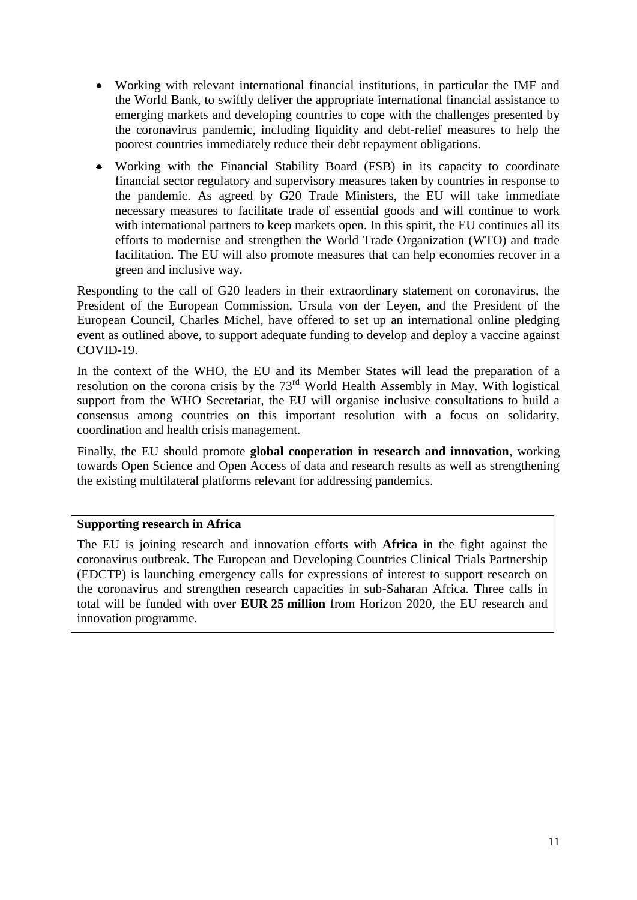- Working with relevant international financial institutions, in particular the IMF and the World Bank, to swiftly deliver the appropriate international financial assistance to emerging markets and developing countries to cope with the challenges presented by the coronavirus pandemic, including liquidity and debt-relief measures to help the poorest countries immediately reduce their debt repayment obligations.
- Working with the Financial Stability Board (FSB) in its capacity to coordinate financial sector regulatory and supervisory measures taken by countries in response to the pandemic. As agreed by G20 Trade Ministers, the EU will take immediate necessary measures to facilitate trade of essential goods and will continue to work with international partners to keep markets open. In this spirit, the EU continues all its efforts to modernise and strengthen the World Trade Organization (WTO) and trade facilitation. The EU will also promote measures that can help economies recover in a green and inclusive way.

Responding to the call of G20 leaders in their extraordinary statement on coronavirus, the President of the European Commission, Ursula von der Leyen, and the President of the European Council, Charles Michel, have offered to set up an international online pledging event as outlined above, to support adequate funding to develop and deploy a vaccine against COVID-19.

In the context of the WHO, the EU and its Member States will lead the preparation of a resolution on the corona crisis by the 73rd World Health Assembly in May. With logistical support from the WHO Secretariat, the EU will organise inclusive consultations to build a consensus among countries on this important resolution with a focus on solidarity, coordination and health crisis management.

Finally, the EU should promote **global cooperation in research and innovation**, working towards Open Science and Open Access of data and research results as well as strengthening the existing multilateral platforms relevant for addressing pandemics.

**Supporting research in Africa**

The EU is joining research and innovation efforts with **Africa** in the fight against the coronavirus outbreak. The European and Developing Countries Clinical Trials Partnership (EDCTP) is launching emergency calls for expressions of interest to support research on the coronavirus and strengthen research capacities in sub-Saharan Africa. Three calls in total will be funded with over **EUR 25 million** from Horizon 2020, the EU research and innovation programme.